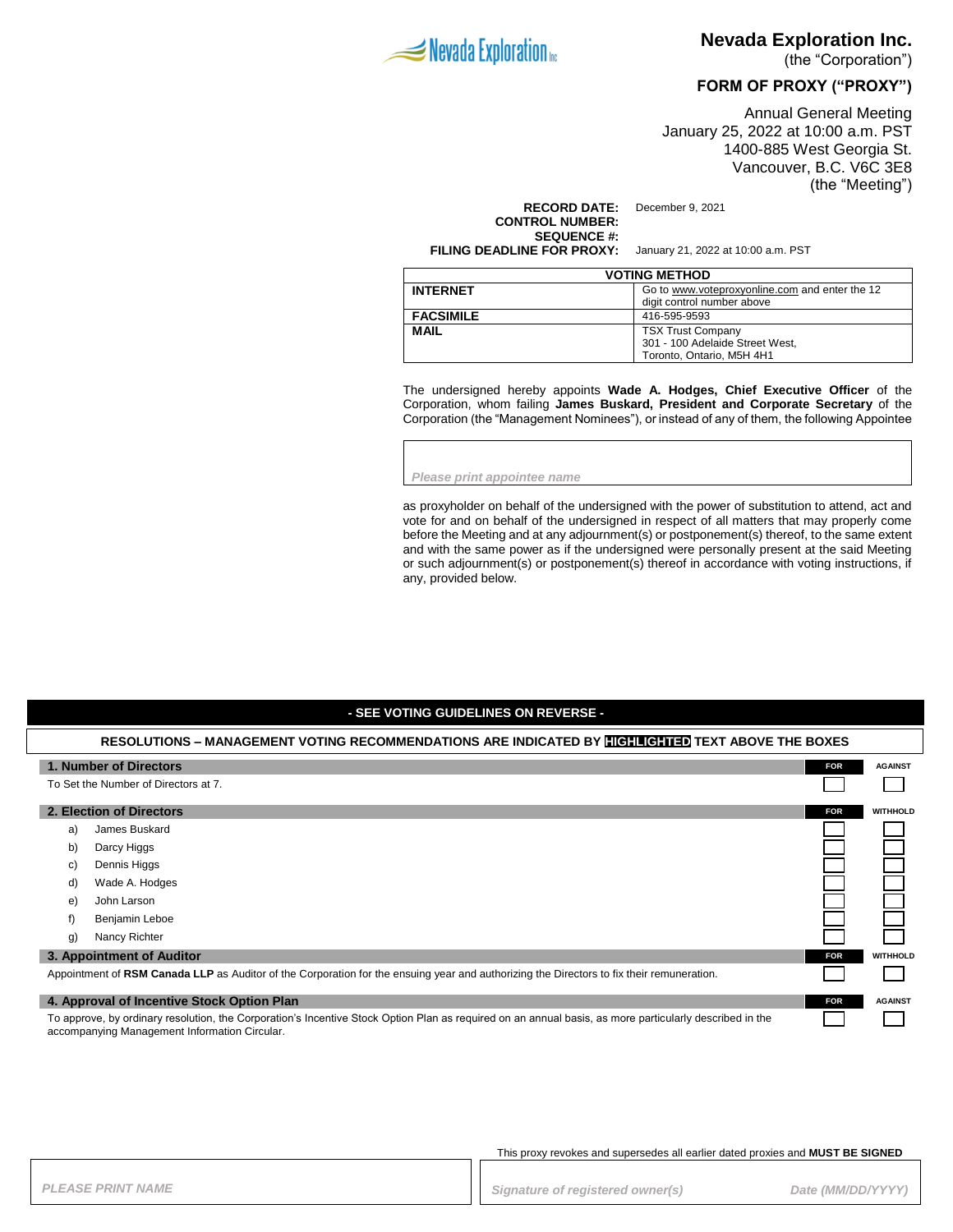# Nevada Exploration Inc.

(the "Corporation")

## FORM OF PROXY ("PROXY")

Annual General Meeting
January 25, 2022 at 10:00 a.m. PST
1400-885 West Georgia St.
Vancouver, B.C. V6C 3E8
(the "Meeting")

**RECORD DATE:** December 9, 2021
**CONTROL NUMBER:**
**SEQUENCE #:**
**FILING DEADLINE FOR PROXY:** January 21, 2022 at 10:00 a.m. PST

| VOTING METHOD | |
|---|---|
| **INTERNET** | Go to www.voteproxyonline.com and enter the 12 digit control number above |
| **FACSIMILE** | 416-595-9593 |
| **MAIL** | TSX Trust Company<br>301 - 100 Adelaide Street West,<br>Toronto, Ontario, M5H 4H1 |

The undersigned hereby appoints **Wade A. Hodges, Chief Executive Officer** of the Corporation, whom failing **James Buskard, President and Corporate Secretary** of the Corporation (the "Management Nominees"), or instead of any of them, the following Appointee

*Please print appointee name*

as proxyholder on behalf of the undersigned with the power of substitution to attend, act and vote for and on behalf of the undersigned in respect of all matters that may properly come before the Meeting and at any adjournment(s) or postponement(s) thereof, to the same extent and with the same power as if the undersigned were personally present at the said Meeting or such adjournment(s) or postponement(s) thereof in accordance with voting instructions, if any, provided below.

**- SEE VOTING GUIDELINES ON REVERSE -**

**RESOLUTIONS – MANAGEMENT VOTING RECOMMENDATIONS ARE INDICATED BY HIGHLIGHTED TEXT ABOVE THE BOXES**

| **1. Number of Directors** | **FOR** | **AGAINST** |
|---|---|---|
| To Set the Number of Directors at 7. | ☐ | ☐ |

| **2. Election of Directors** | **FOR** | **WITHHOLD** |
|---|---|---|
| a) James Buskard | ☐ | ☐ |
| b) Darcy Higgs | ☐ | ☐ |
| c) Dennis Higgs | ☐ | ☐ |
| d) Wade A. Hodges | ☐ | ☐ |
| e) John Larson | ☐ | ☐ |
| f) Benjamin Leboe | ☐ | ☐ |
| g) Nancy Richter | ☐ | ☐ |

| **3. Appointment of Auditor** | **FOR** | **WITHHOLD** |
|---|---|---|
| Appointment of **RSM Canada LLP** as Auditor of the Corporation for the ensuing year and authorizing the Directors to fix their remuneration. | ☐ | ☐ |

| **4. Approval of Incentive Stock Option Plan** | **FOR** | **AGAINST** |
|---|---|---|
| To approve, by ordinary resolution, the Corporation's Incentive Stock Option Plan as required on an annual basis, as more particularly described in the accompanying Management Information Circular. | ☐ | ☐ |

This proxy revokes and supersedes all earlier dated proxies and **MUST BE SIGNED**

| *PLEASE PRINT NAME* | *Signature of registered owner(s)* | *Date (MM/DD/YYYY)* |
|---|---|---|
| | | |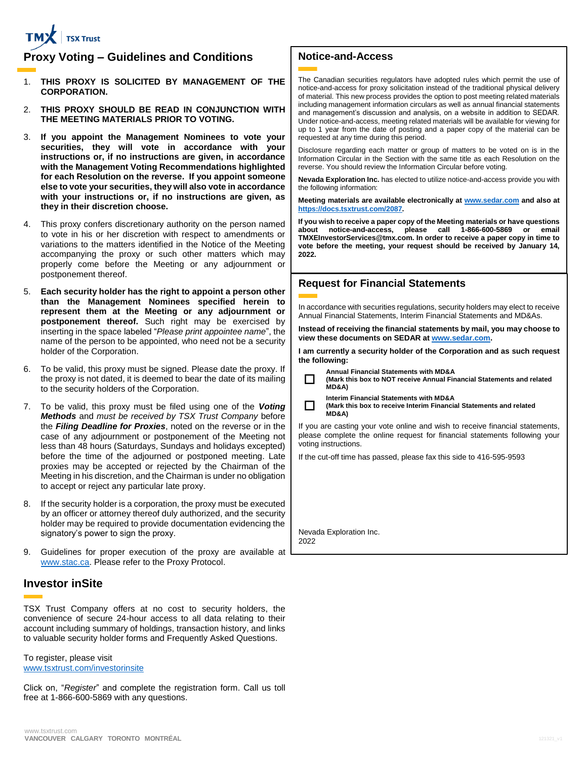TMX | TSX Trust

## Proxy Voting – Guidelines and Conditions

1. **THIS PROXY IS SOLICITED BY MANAGEMENT OF THE CORPORATION.**
2. **THIS PROXY SHOULD BE READ IN CONJUNCTION WITH THE MEETING MATERIALS PRIOR TO VOTING.**
3. **If you appoint the Management Nominees to vote your securities, they will vote in accordance with your instructions or, if no instructions are given, in accordance with the Management Voting Recommendations highlighted for each Resolution on the reverse. If you appoint someone else to vote your securities, they will also vote in accordance with your instructions or, if no instructions are given, as they in their discretion choose.**
4. This proxy confers discretionary authority on the person named to vote in his or her discretion with respect to amendments or variations to the matters identified in the Notice of the Meeting accompanying the proxy or such other matters which may properly come before the Meeting or any adjournment or postponement thereof.
5. **Each security holder has the right to appoint a person other than the Management Nominees specified herein to represent them at the Meeting or any adjournment or postponement thereof.** Such right may be exercised by inserting in the space labeled "*Please print appointee name*", the name of the person to be appointed, who need not be a security holder of the Corporation.
6. To be valid, this proxy must be signed. Please date the proxy. If the proxy is not dated, it is deemed to bear the date of its mailing to the security holders of the Corporation.
7. To be valid, this proxy must be filed using one of the ***Voting Methods*** and *must be received by TSX Trust Company* before the ***Filing Deadline for Proxies***, noted on the reverse or in the case of any adjournment or postponement of the Meeting not less than 48 hours (Saturdays, Sundays and holidays excepted) before the time of the adjourned or postponed meeting. Late proxies may be accepted or rejected by the Chairman of the Meeting in his discretion, and the Chairman is under no obligation to accept or reject any particular late proxy.
8. If the security holder is a corporation, the proxy must be executed by an officer or attorney thereof duly authorized, and the security holder may be required to provide documentation evidencing the signatory's power to sign the proxy.
9. Guidelines for proper execution of the proxy are available at www.stac.ca. Please refer to the Proxy Protocol.

## Investor inSite

TSX Trust Company offers at no cost to security holders, the convenience of secure 24-hour access to all data relating to their account including summary of holdings, transaction history, and links to valuable security holder forms and Frequently Asked Questions.

To register, please visit
www.tsxtrust.com/investorinsite

Click on, "*Register*" and complete the registration form. Call us toll free at 1-866-600-5869 with any questions.

## Notice-and-Access

The Canadian securities regulators have adopted rules which permit the use of notice-and-access for proxy solicitation instead of the traditional physical delivery of material. This new process provides the option to post meeting related materials including management information circulars as well as annual financial statements and management's discussion and analysis, on a website in addition to SEDAR. Under notice-and-access, meeting related materials will be available for viewing for up to 1 year from the date of posting and a paper copy of the material can be requested at any time during this period.

Disclosure regarding each matter or group of matters to be voted on is in the Information Circular in the Section with the same title as each Resolution on the reverse. You should review the Information Circular before voting.

**Nevada Exploration Inc.** has elected to utilize notice-and-access provide you with the following information:

**Meeting materials are available electronically at www.sedar.com and also at https://docs.tsxtrust.com/2087.**

**If you wish to receive a paper copy of the Meeting materials or have questions about notice-and-access, please call 1-866-600-5869 or email TMXEInvestorServices@tmx.com. In order to receive a paper copy in time to vote before the meeting, your request should be received by January 14, 2022.**

## Request for Financial Statements

In accordance with securities regulations, security holders may elect to receive Annual Financial Statements, Interim Financial Statements and MD&As.

**Instead of receiving the financial statements by mail, you may choose to view these documents on SEDAR at www.sedar.com.**

**I am currently a security holder of the Corporation and as such request the following:**

☐ **Annual Financial Statements with MD&A**
**(Mark this box to NOT receive Annual Financial Statements and related MD&A)**

☐ **Interim Financial Statements with MD&A**
**(Mark this box to receive Interim Financial Statements and related MD&A)**

If you are casting your vote online and wish to receive financial statements, please complete the online request for financial statements following your voting instructions.

If the cut-off time has passed, please fax this side to 416-595-9593

Nevada Exploration Inc.
2022

www.tsxtrust.com
VANCOUVER CALGARY TORONTO MONTRÉAL